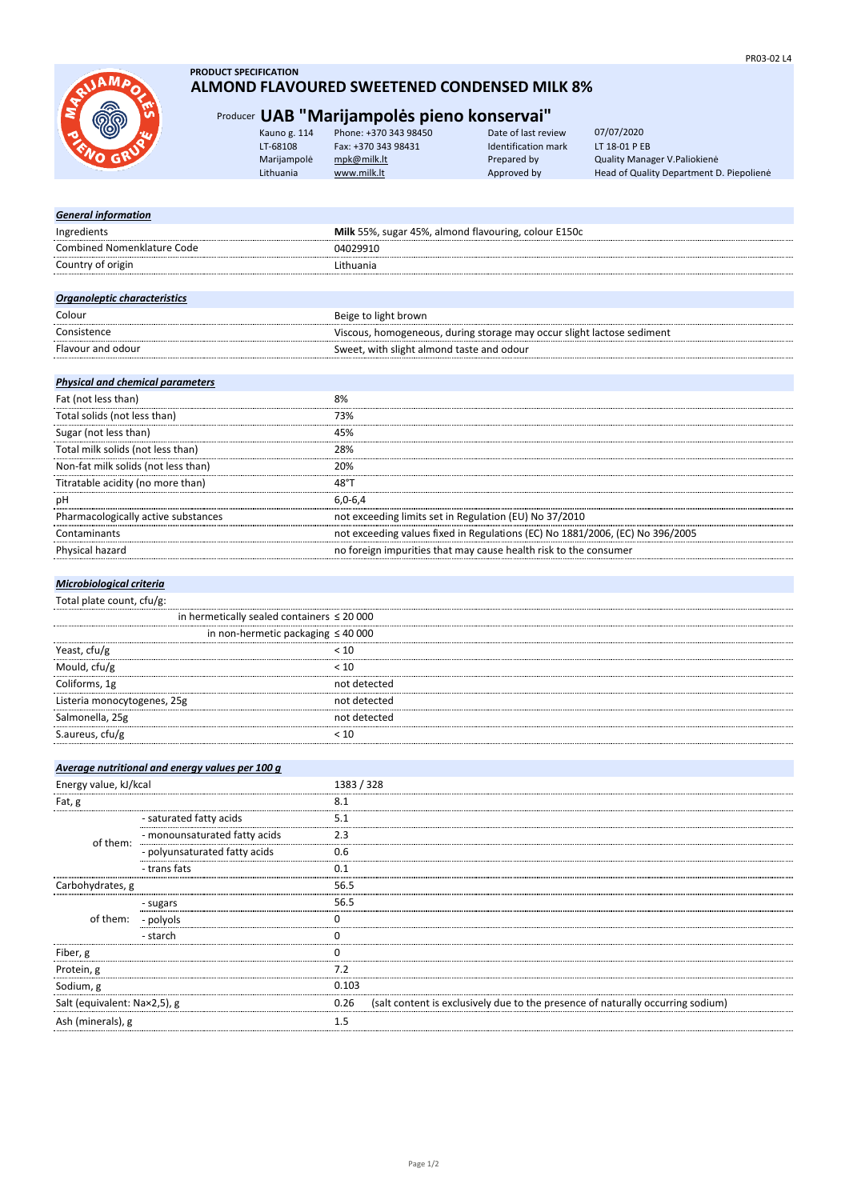PR03-02 L4

**PRODUCT SPECIFICATION**

# ALMOND FLAVOURED SWEETENED CONDENSED MILK 8%

## Producer UAB "Marijampolės pieno konservai"

| | | | |
|---|---|---|---|
| Kauno g. 114 | Phone: +370 343 98450 | Date of last review | 07/07/2020 |
| LT-68108 | Fax: +370 343 98431 | Identification mark | LT 18-01 P EB |
| Marijampolė | mpk@milk.lt | Prepared by | Quality Manager V.Paliokienė |
| Lithuania | www.milk.lt | Approved by | Head of Quality Department D. Piepolienė |

| ***General information*** | |
|---|---|
| Ingredients | **Milk** 55%, sugar 45%, almond flavouring, colour E150c |
| Combined Nomenklature Code | 04029910 |
| Country of origin | Lithuania |

| ***Organoleptic characteristics*** | |
|---|---|
| Colour | Beige to light brown |
| Consistence | Viscous, homogeneous, during storage may occur slight lactose sediment |
| Flavour and odour | Sweet, with slight almond taste and odour |

| ***Physical and chemical parameters*** | |
|---|---|
| Fat (not less than) | 8% |
| Total solids (not less than) | 73% |
| Sugar (not less than) | 45% |
| Total milk solids (not less than) | 28% |
| Non-fat milk solids (not less than) | 20% |
| Titratable acidity (no more than) | 48°T |
| pH | 6,0-6,4 |
| Pharmacologically active substances | not exceeding limits set in Regulation (EU) No 37/2010 |
| Contaminants | not exceeding values fixed in Regulations (EC) No 1881/2006, (EC) No 396/2005 |
| Physical hazard | no foreign impurities that may cause health risk to the consumer |

| ***Microbiological criteria*** | |
|---|---|
| Total plate count, cfu/g: | |
| in hermetically sealed containers | ≤ 20 000 |
| in non-hermetic packaging | ≤ 40 000 |
| Yeast, cfu/g | < 10 |
| Mould, cfu/g | < 10 |
| Coliforms, 1g | not detected |
| Listeria monocytogenes, 25g | not detected |
| Salmonella, 25g | not detected |
| S.aureus, cfu/g | < 10 |

| ***Average nutritional and energy values per 100 g*** | | |
|---|---|---|
| Energy value, kJ/kcal | | 1383 / 328 |
| Fat, g | | 8.1 |
| of them: | - saturated fatty acids | 5.1 |
| | - monounsaturated fatty acids | 2.3 |
| | - polyunsaturated fatty acids | 0.6 |
| | - trans fats | 0.1 |
| Carbohydrates, g | | 56.5 |
| of them: | - sugars | 56.5 |
| | - polyols | 0 |
| | - starch | 0 |
| Fiber, g | | 0 |
| Protein, g | | 7.2 |
| Sodium, g | | 0.103 |
| Salt (equivalent: Na×2,5), g | | 0.26 (salt content is exclusively due to the presence of naturally occurring sodium) |
| Ash (minerals), g | | 1.5 |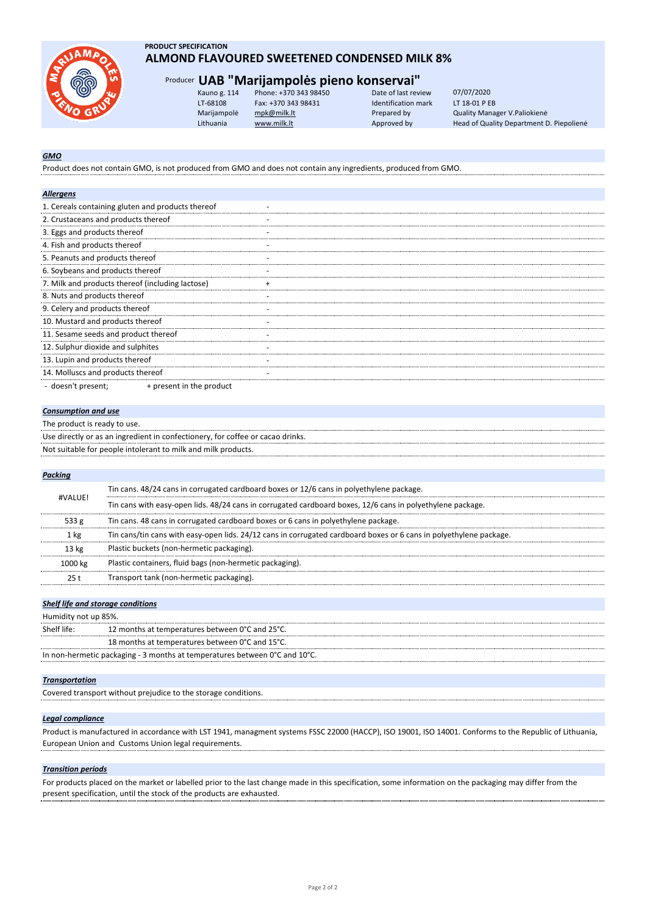**PRODUCT SPECIFICATION**

# ALMOND FLAVOURED SWEETENED CONDENSED MILK 8%

Producer **UAB "Marijampolės pieno konservai"**

| | | | |
|---|---|---|---|
| Kauno g. 114 | Phone: +370 343 98450 | Date of last review | 07/07/2020 |
| LT-68108 | Fax: +370 343 98431 | Identification mark | LT 18-01 P EB |
| Marijampolė | mpk@milk.lt | Prepared by | Quality Manager V.Paliokienė |
| Lithuania | www.milk.lt | Approved by | Head of Quality Department D. Piepolienė |

## *GMO*

Product does not contain GMO, is not produced from GMO and does not contain any ingredients, produced from GMO.

## *Allergens*

| | |
|---|---|
| 1. Cereals containing gluten and products thereof | - |
| 2. Crustaceans and products thereof | - |
| 3. Eggs and products thereof | - |
| 4. Fish and products thereof | - |
| 5. Peanuts and products thereof | - |
| 6. Soybeans and products thereof | - |
| 7. Milk and products thereof (including lactose) | + |
| 8. Nuts and products thereof | - |
| 9. Celery and products thereof | - |
| 10. Mustard and products thereof | - |
| 11. Sesame seeds and product thereof | - |
| 12. Sulphur dioxide and sulphites | - |
| 13. Lupin and products thereof | - |
| 14. Molluscs and products thereof | - |

- doesn't present; + present in the product

## *Consumption and use*

The product is ready to use.

Use directly or as an ingredient in confectionery, for coffee or cacao drinks.

Not suitable for people intolerant to milk and milk products.

## *Packing*

| | |
|---|---|
| #VALUE! | Tin cans. 48/24 cans in corrugated cardboard boxes or 12/6 cans in polyethylene package. |
| | Tin cans with easy-open lids. 48/24 cans in corrugated cardboard boxes, 12/6 cans in polyethylene package. |
| 533 g | Tin cans. 48 cans in corrugated cardboard boxes or 6 cans in polyethylene package. |
| 1 kg | Tin cans/tin cans with easy-open lids. 24/12 cans in corrugated cardboard boxes or 6 cans in polyethylene package. |
| 13 kg | Plastic buckets (non-hermetic packaging). |
| 1000 kg | Plastic containers, fluid bags (non-hermetic packaging). |
| 25 t | Transport tank (non-hermetic packaging). |

## *Shelf life and storage conditions*

Humidity not up 85%.

| | |
|---|---|
| Shelf life: | 12 months at temperatures between 0°C and 25°C. |
| | 18 months at temperatures between 0°C and 15°C. |

In non-hermetic packaging - 3 months at temperatures between 0°C and 10°C.

## *Transportation*

Covered transport without prejudice to the storage conditions.

## *Legal compliance*

Product is manufactured in accordance with LST 1941, managment systems FSSC 22000 (HACCP), ISO 19001, ISO 14001. Conforms to the Republic of Lithuania, European Union and Customs Union legal requirements.

## *Transition periods*

For products placed on the market or labelled prior to the last change made in this specification, some information on the packaging may differ from the present specification, until the stock of the products are exhausted.